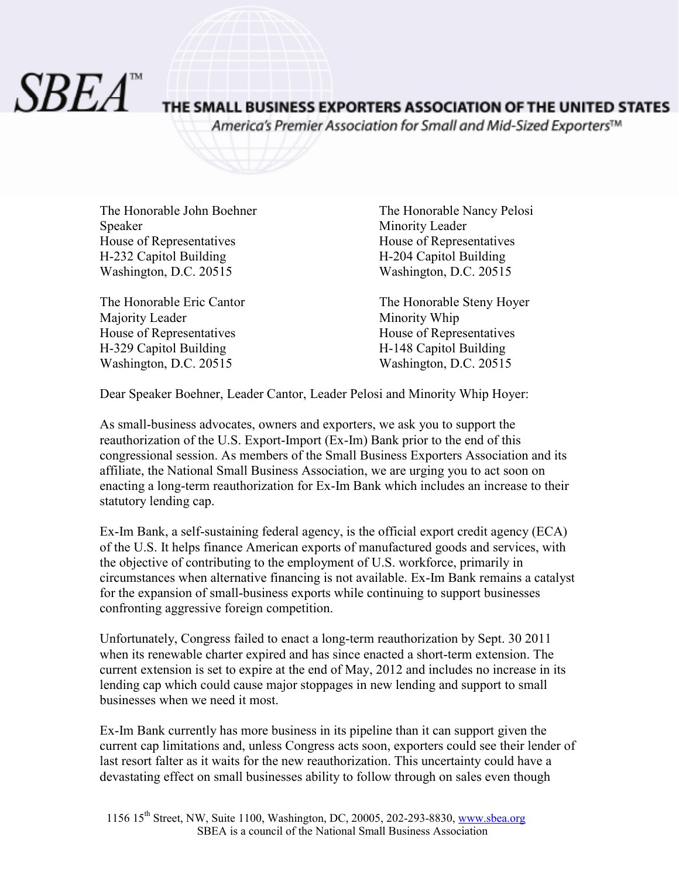# SBEA™

## THE SMALL BUSINESS EXPORTERS ASSOCIATION OF THE UNITED STATES

*America's Premier Association for Small and Mid-Sized Exporters™*

The Honorable John Boehner
Speaker
House of Representatives
H-232 Capitol Building
Washington, D.C. 20515

The Honorable Nancy Pelosi
Minority Leader
House of Representatives
H-204 Capitol Building
Washington, D.C. 20515

The Honorable Eric Cantor
Majority Leader
House of Representatives
H-329 Capitol Building
Washington, D.C. 20515

The Honorable Steny Hoyer
Minority Whip
House of Representatives
H-148 Capitol Building
Washington, D.C. 20515

Dear Speaker Boehner, Leader Cantor, Leader Pelosi and Minority Whip Hoyer:

As small-business advocates, owners and exporters, we ask you to support the reauthorization of the U.S. Export-Import (Ex-Im) Bank prior to the end of this congressional session. As members of the Small Business Exporters Association and its affiliate, the National Small Business Association, we are urging you to act soon on enacting a long-term reauthorization for Ex-Im Bank which includes an increase to their statutory lending cap.

Ex-Im Bank, a self-sustaining federal agency, is the official export credit agency (ECA) of the U.S. It helps finance American exports of manufactured goods and services, with the objective of contributing to the employment of U.S. workforce, primarily in circumstances when alternative financing is not available. Ex-Im Bank remains a catalyst for the expansion of small-business exports while continuing to support businesses confronting aggressive foreign competition.

Unfortunately, Congress failed to enact a long-term reauthorization by Sept. 30 2011 when its renewable charter expired and has since enacted a short-term extension. The current extension is set to expire at the end of May, 2012 and includes no increase in its lending cap which could cause major stoppages in new lending and support to small businesses when we need it most.

Ex-Im Bank currently has more business in its pipeline than it can support given the current cap limitations and, unless Congress acts soon, exporters could see their lender of last resort falter as it waits for the new reauthorization. This uncertainty could have a devastating effect on small businesses ability to follow through on sales even though

1156 15th Street, NW, Suite 1100, Washington, DC, 20005, 202-293-8830, www.sbea.org
SBEA is a council of the National Small Business Association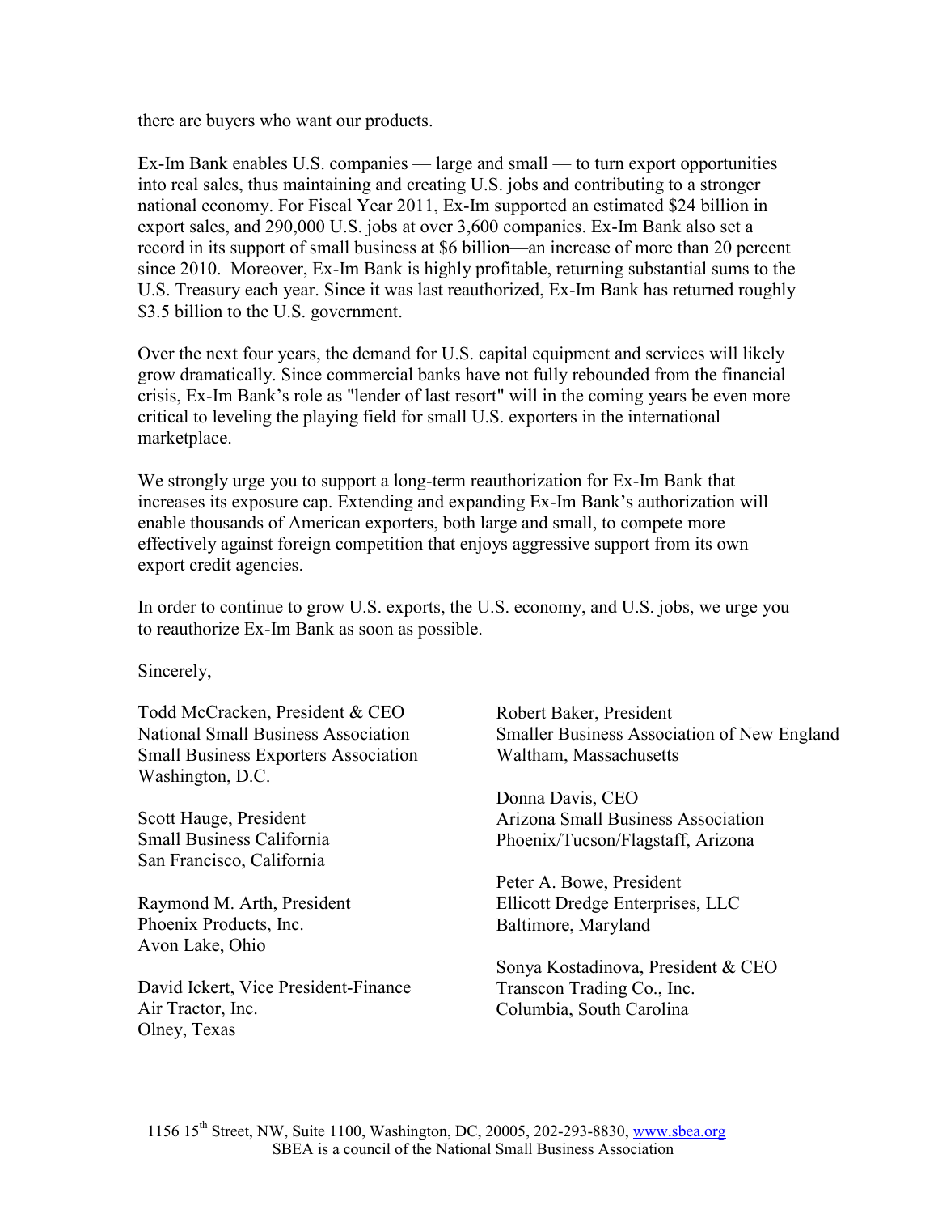there are buyers who want our products.

Ex-Im Bank enables U.S. companies — large and small — to turn export opportunities into real sales, thus maintaining and creating U.S. jobs and contributing to a stronger national economy. For Fiscal Year 2011, Ex-Im supported an estimated $24 billion in export sales, and 290,000 U.S. jobs at over 3,600 companies. Ex-Im Bank also set a record in its support of small business at $6 billion—an increase of more than 20 percent since 2010. Moreover, Ex-Im Bank is highly profitable, returning substantial sums to the U.S. Treasury each year. Since it was last reauthorized, Ex-Im Bank has returned roughly $3.5 billion to the U.S. government.

Over the next four years, the demand for U.S. capital equipment and services will likely grow dramatically. Since commercial banks have not fully rebounded from the financial crisis, Ex-Im Bank's role as "lender of last resort" will in the coming years be even more critical to leveling the playing field for small U.S. exporters in the international marketplace.

We strongly urge you to support a long-term reauthorization for Ex-Im Bank that increases its exposure cap. Extending and expanding Ex-Im Bank's authorization will enable thousands of American exporters, both large and small, to compete more effectively against foreign competition that enjoys aggressive support from its own export credit agencies.

In order to continue to grow U.S. exports, the U.S. economy, and U.S. jobs, we urge you to reauthorize Ex-Im Bank as soon as possible.

Sincerely,

Todd McCracken, President & CEO
National Small Business Association
Small Business Exporters Association
Washington, D.C.

Scott Hauge, President
Small Business California
San Francisco, California

Raymond M. Arth, President
Phoenix Products, Inc.
Avon Lake, Ohio

David Ickert, Vice President-Finance
Air Tractor, Inc.
Olney, Texas

Robert Baker, President
Smaller Business Association of New England
Waltham, Massachusetts

Donna Davis, CEO
Arizona Small Business Association
Phoenix/Tucson/Flagstaff, Arizona

Peter A. Bowe, President
Ellicott Dredge Enterprises, LLC
Baltimore, Maryland

Sonya Kostadinova, President & CEO
Transcon Trading Co., Inc.
Columbia, South Carolina

1156 15th Street, NW, Suite 1100, Washington, DC, 20005, 202-293-8830, www.sbea.org
SBEA is a council of the National Small Business Association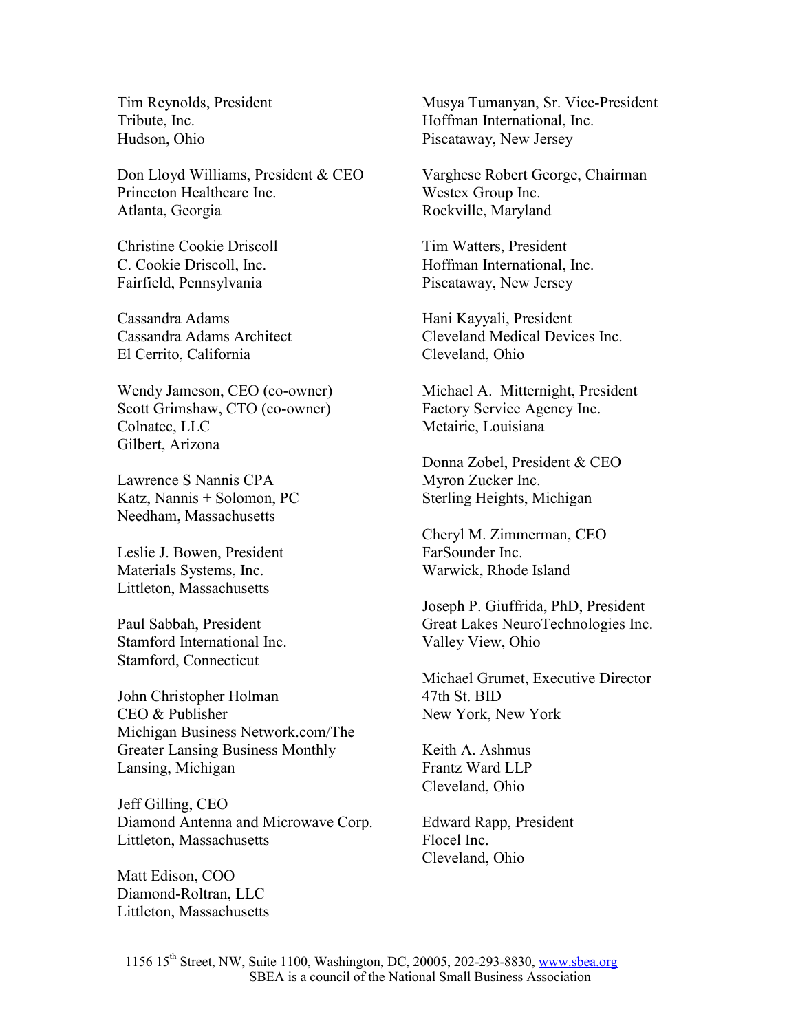Tim Reynolds, President
Tribute, Inc.
Hudson, Ohio

Don Lloyd Williams, President & CEO
Princeton Healthcare Inc.
Atlanta, Georgia

Christine Cookie Driscoll
C. Cookie Driscoll, Inc.
Fairfield, Pennsylvania

Cassandra Adams
Cassandra Adams Architect
El Cerrito, California

Wendy Jameson, CEO (co-owner)
Scott Grimshaw, CTO (co-owner)
Colnatec, LLC
Gilbert, Arizona

Lawrence S Nannis CPA
Katz, Nannis + Solomon, PC
Needham, Massachusetts

Leslie J. Bowen, President
Materials Systems, Inc.
Littleton, Massachusetts

Paul Sabbah, President
Stamford International Inc.
Stamford, Connecticut

John Christopher Holman
CEO & Publisher
Michigan Business Network.com/The Greater Lansing Business Monthly
Lansing, Michigan

Jeff Gilling, CEO
Diamond Antenna and Microwave Corp.
Littleton, Massachusetts

Matt Edison, COO
Diamond-Roltran, LLC
Littleton, Massachusetts

Musya Tumanyan, Sr. Vice-President
Hoffman International, Inc.
Piscataway, New Jersey

Varghese Robert George, Chairman
Westex Group Inc.
Rockville, Maryland

Tim Watters, President
Hoffman International, Inc.
Piscataway, New Jersey

Hani Kayyali, President
Cleveland Medical Devices Inc.
Cleveland, Ohio

Michael A. Mitternight, President
Factory Service Agency Inc.
Metairie, Louisiana

Donna Zobel, President & CEO
Myron Zucker Inc.
Sterling Heights, Michigan

Cheryl M. Zimmerman, CEO
FarSounder Inc.
Warwick, Rhode Island

Joseph P. Giuffrida, PhD, President
Great Lakes NeuroTechnologies Inc.
Valley View, Ohio

Michael Grumet, Executive Director
47th St. BID
New York, New York

Keith A. Ashmus
Frantz Ward LLP
Cleveland, Ohio

Edward Rapp, President
Flocel Inc.
Cleveland, Ohio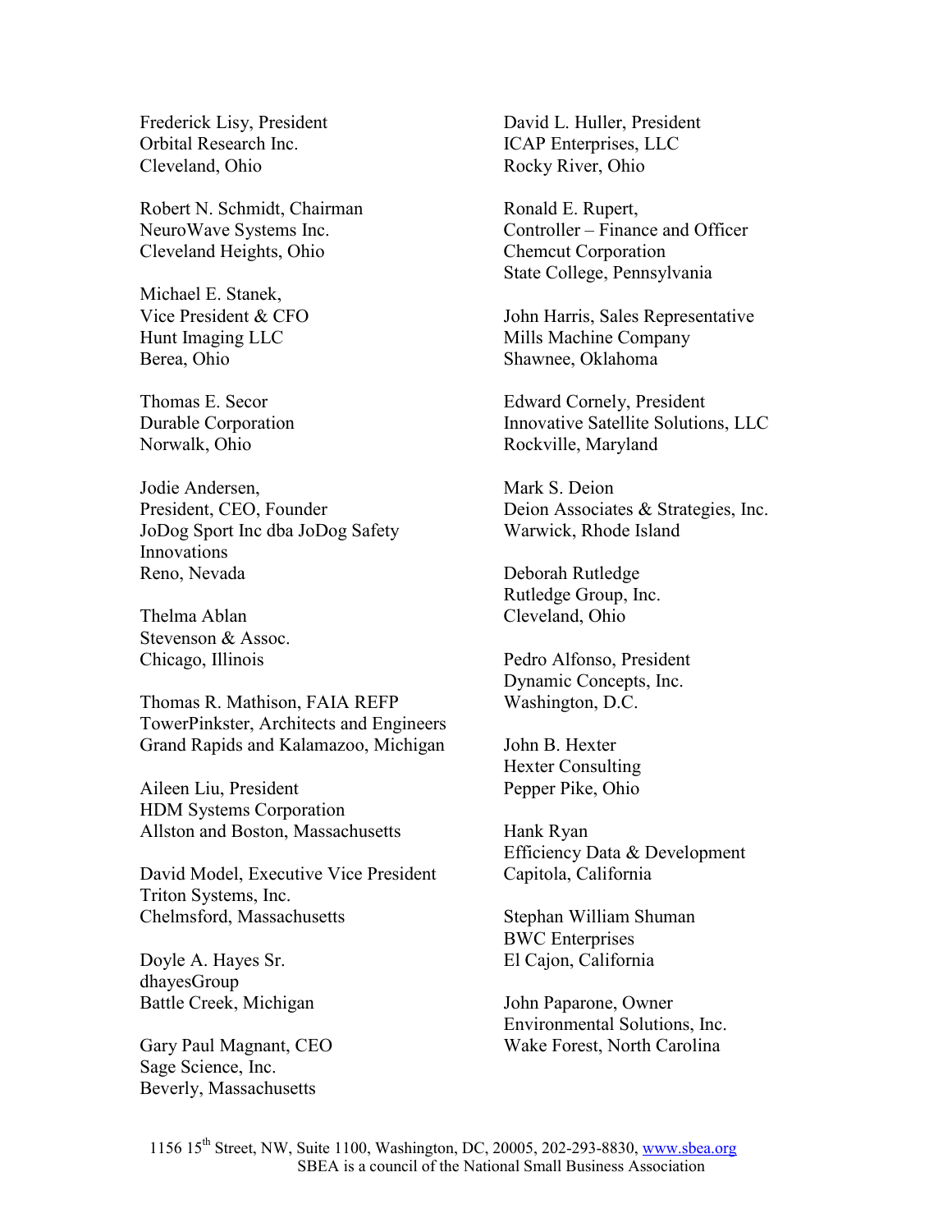Frederick Lisy, President  
Orbital Research Inc.  
Cleveland, Ohio

Robert N. Schmidt, Chairman  
NeuroWave Systems Inc.  
Cleveland Heights, Ohio

Michael E. Stanek,  
Vice President & CFO  
Hunt Imaging LLC  
Berea, Ohio

Thomas E. Secor  
Durable Corporation  
Norwalk, Ohio

Jodie Andersen,  
President, CEO, Founder  
JoDog Sport Inc dba JoDog Safety Innovations  
Reno, Nevada

Thelma Ablan  
Stevenson & Assoc.  
Chicago, Illinois

Thomas R. Mathison, FAIA REFP  
TowerPinkster, Architects and Engineers  
Grand Rapids and Kalamazoo, Michigan

Aileen Liu, President  
HDM Systems Corporation  
Allston and Boston, Massachusetts

David Model, Executive Vice President  
Triton Systems, Inc.  
Chelmsford, Massachusetts

Doyle A. Hayes Sr.  
dhayesGroup  
Battle Creek, Michigan

Gary Paul Magnant, CEO  
Sage Science, Inc.  
Beverly, Massachusetts

David L. Huller, President  
ICAP Enterprises, LLC  
Rocky River, Ohio

Ronald E. Rupert,  
Controller – Finance and Officer  
Chemcut Corporation  
State College, Pennsylvania

John Harris, Sales Representative  
Mills Machine Company  
Shawnee, Oklahoma

Edward Cornely, President  
Innovative Satellite Solutions, LLC  
Rockville, Maryland

Mark S. Deion  
Deion Associates & Strategies, Inc.  
Warwick, Rhode Island

Deborah Rutledge  
Rutledge Group, Inc.  
Cleveland, Ohio

Pedro Alfonso, President  
Dynamic Concepts, Inc.  
Washington, D.C.

John B. Hexter  
Hexter Consulting  
Pepper Pike, Ohio

Hank Ryan  
Efficiency Data & Development  
Capitola, California

Stephan William Shuman  
BWC Enterprises  
El Cajon, California

John Paparone, Owner  
Environmental Solutions, Inc.  
Wake Forest, North Carolina

1156 15th Street, NW, Suite 1100, Washington, DC, 20005, 202-293-8830, www.sbea.org  
SBEA is a council of the National Small Business Association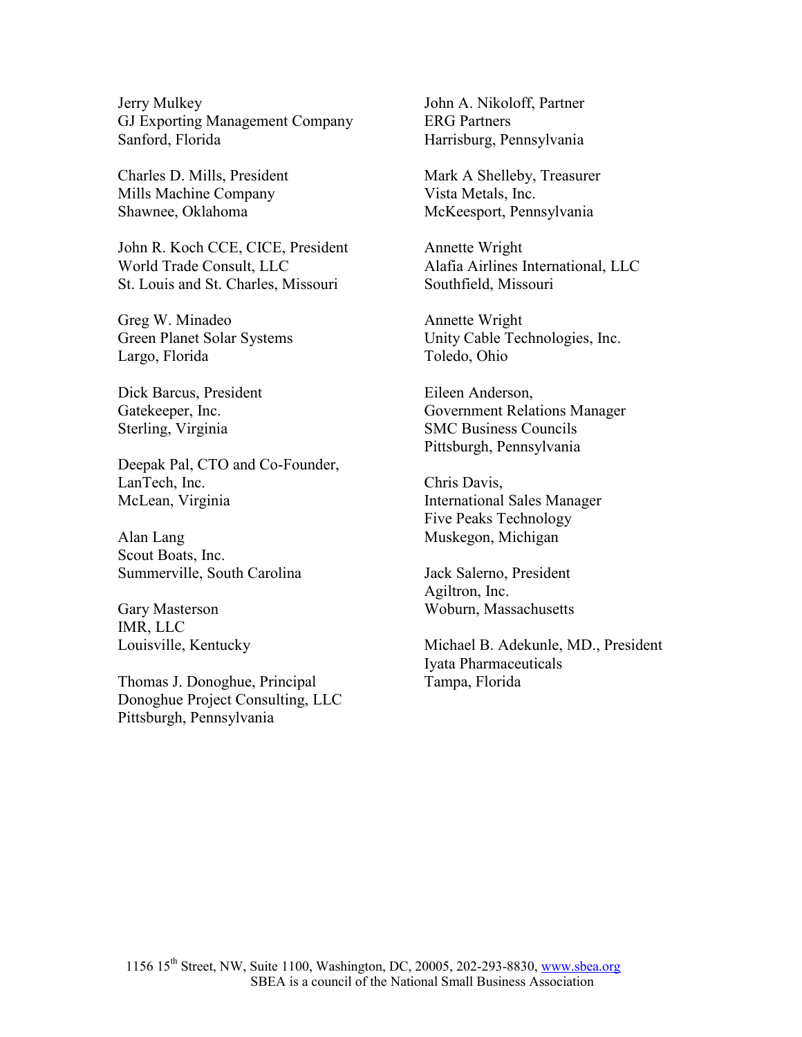Jerry Mulkey
GJ Exporting Management Company
Sanford, Florida

Charles D. Mills, President
Mills Machine Company
Shawnee, Oklahoma

John R. Koch CCE, CICE, President
World Trade Consult, LLC
St. Louis and St. Charles, Missouri

Greg W. Minadeo
Green Planet Solar Systems
Largo, Florida

Dick Barcus, President
Gatekeeper, Inc.
Sterling, Virginia

Deepak Pal, CTO and Co-Founder,
LanTech, Inc.
McLean, Virginia

Alan Lang
Scout Boats, Inc.
Summerville, South Carolina

Gary Masterson
IMR, LLC
Louisville, Kentucky

Thomas J. Donoghue, Principal
Donoghue Project Consulting, LLC
Pittsburgh, Pennsylvania

John A. Nikoloff, Partner
ERG Partners
Harrisburg, Pennsylvania

Mark A Shelleby, Treasurer
Vista Metals, Inc.
McKeesport, Pennsylvania

Annette Wright
Alafia Airlines International, LLC
Southfield, Missouri

Annette Wright
Unity Cable Technologies, Inc.
Toledo, Ohio

Eileen Anderson,
Government Relations Manager
SMC Business Councils
Pittsburgh, Pennsylvania

Chris Davis,
International Sales Manager
Five Peaks Technology
Muskegon, Michigan

Jack Salerno, President
Agiltron, Inc.
Woburn, Massachusetts

Michael B. Adekunle, MD., President
Iyata Pharmaceuticals
Tampa, Florida

1156 15th Street, NW, Suite 1100, Washington, DC, 20005, 202-293-8830, www.sbea.org
SBEA is a council of the National Small Business Association